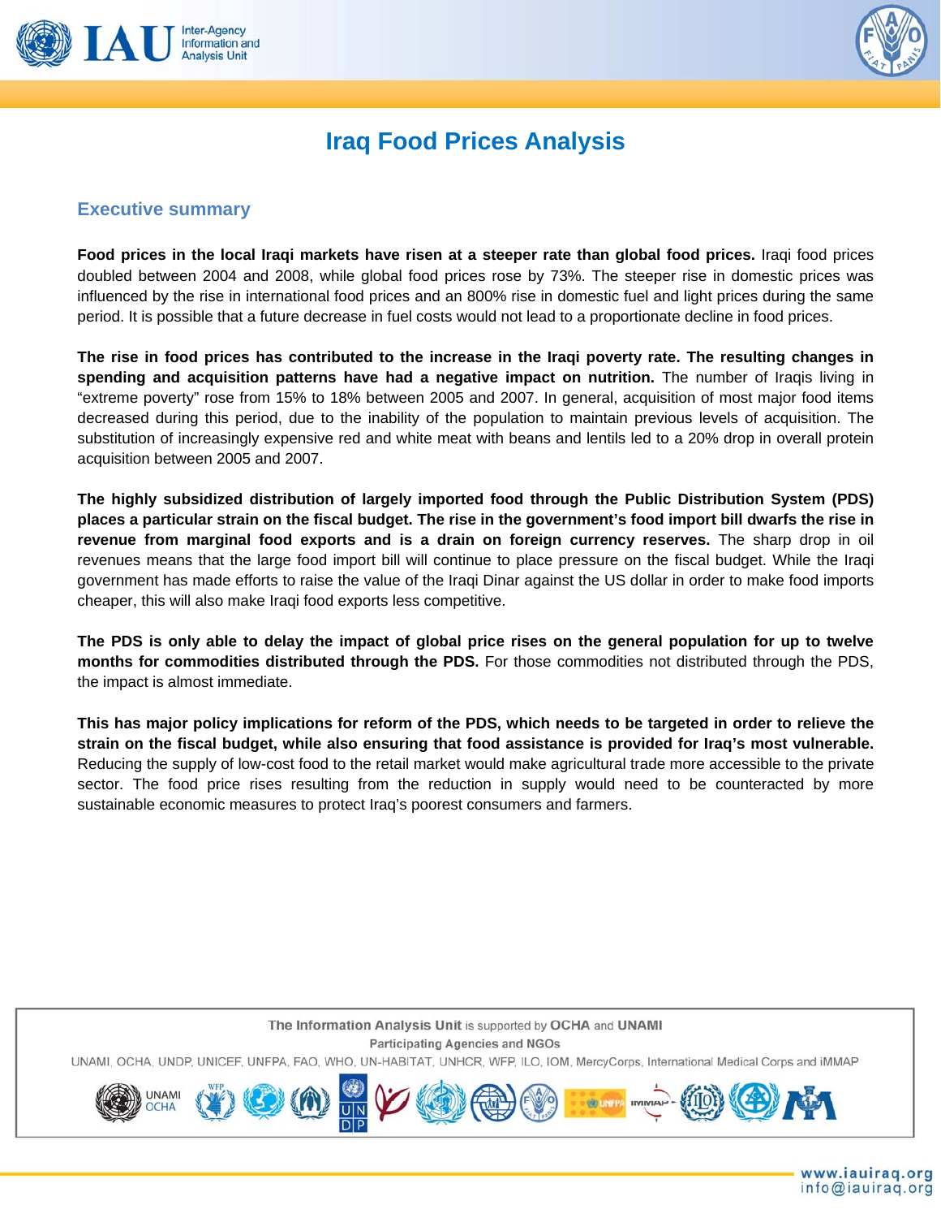# Iraq Food Prices Analysis

## Executive summary

**Food prices in the local Iraqi markets have risen at a steeper rate than global food prices.** Iraqi food prices doubled between 2004 and 2008, while global food prices rose by 73%. The steeper rise in domestic prices was influenced by the rise in international food prices and an 800% rise in domestic fuel and light prices during the same period. It is possible that a future decrease in fuel costs would not lead to a proportionate decline in food prices.

**The rise in food prices has contributed to the increase in the Iraqi poverty rate. The resulting changes in spending and acquisition patterns have had a negative impact on nutrition.** The number of Iraqis living in "extreme poverty" rose from 15% to 18% between 2005 and 2007. In general, acquisition of most major food items decreased during this period, due to the inability of the population to maintain previous levels of acquisition. The substitution of increasingly expensive red and white meat with beans and lentils led to a 20% drop in overall protein acquisition between 2005 and 2007.

**The highly subsidized distribution of largely imported food through the Public Distribution System (PDS) places a particular strain on the fiscal budget. The rise in the government's food import bill dwarfs the rise in revenue from marginal food exports and is a drain on foreign currency reserves.** The sharp drop in oil revenues means that the large food import bill will continue to place pressure on the fiscal budget. While the Iraqi government has made efforts to raise the value of the Iraqi Dinar against the US dollar in order to make food imports cheaper, this will also make Iraqi food exports less competitive.

**The PDS is only able to delay the impact of global price rises on the general population for up to twelve months for commodities distributed through the PDS.** For those commodities not distributed through the PDS, the impact is almost immediate.

**This has major policy implications for reform of the PDS, which needs to be targeted in order to relieve the strain on the fiscal budget, while also ensuring that food assistance is provided for Iraq's most vulnerable.** Reducing the supply of low-cost food to the retail market would make agricultural trade more accessible to the private sector. The food price rises resulting from the reduction in supply would need to be counteracted by more sustainable economic measures to protect Iraq's poorest consumers and farmers.

The Information Analysis Unit is supported by OCHA and UNAMI

Participating Agencies and NGOs

UNAMI, OCHA, UNDP, UNICEF, UNFPA, FAO, WHO, UN-HABITAT, UNHCR, WFP, ILO, IOM, MercyCorps, International Medical Corps and iMMAP

www.iauiraq.org
info@iauiraq.org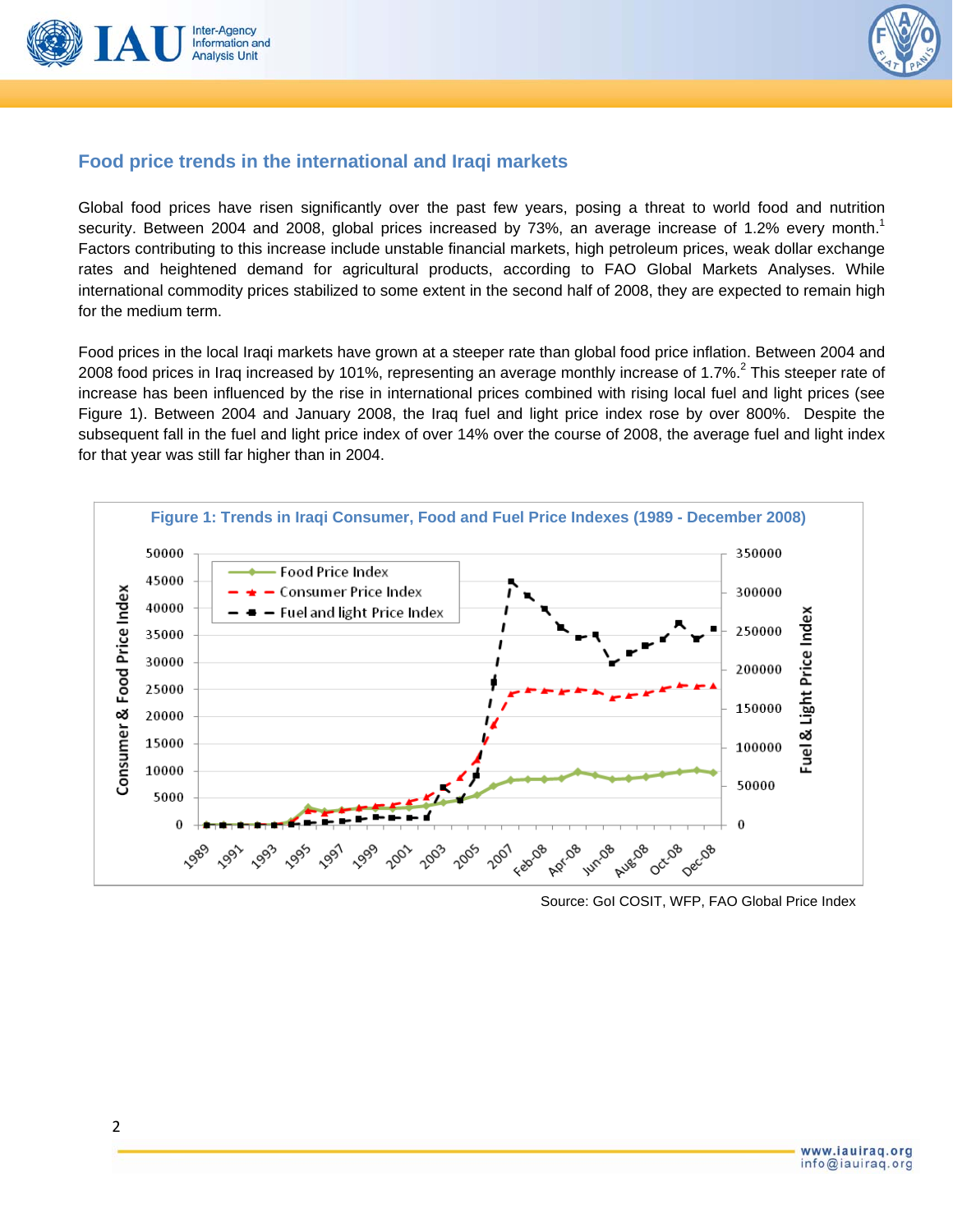## Food price trends in the international and Iraqi markets

Global food prices have risen significantly over the past few years, posing a threat to world food and nutrition security. Between 2004 and 2008, global prices increased by 73%, an average increase of 1.2% every month.[1] Factors contributing to this increase include unstable financial markets, high petroleum prices, weak dollar exchange rates and heightened demand for agricultural products, according to FAO Global Markets Analyses. While international commodity prices stabilized to some extent in the second half of 2008, they are expected to remain high for the medium term.

Food prices in the local Iraqi markets have grown at a steeper rate than global food price inflation. Between 2004 and 2008 food prices in Iraq increased by 101%, representing an average monthly increase of 1.7%.[2] This steeper rate of increase has been influenced by the rise in international prices combined with rising local fuel and light prices (see Figure 1). Between 2004 and January 2008, the Iraq fuel and light price index rose by over 800%. Despite the subsequent fall in the fuel and light price index of over 14% over the course of 2008, the average fuel and light index for that year was still far higher than in 2004.

**Figure 1: Trends in Iraqi Consumer, Food and Fuel Price Indexes (1989 - December 2008)**

Food Price Index
Consumer Price Index
Fuel and light Price Index

Consumer & Food Price Index
50000
45000
40000
35000
30000
25000
20000
15000
10000
5000
0

Fuel & Light Price Index
350000
300000
250000
200000
150000
100000
50000
0

1989, 1991, 1993, 1995, 1997, 1999, 2001, 2003, 2005, 2007, Feb-08, Apr-08, Jun-08, Aug-08, Oct-08, Dec-08

Source: GoI COSIT, WFP, FAO Global Price Index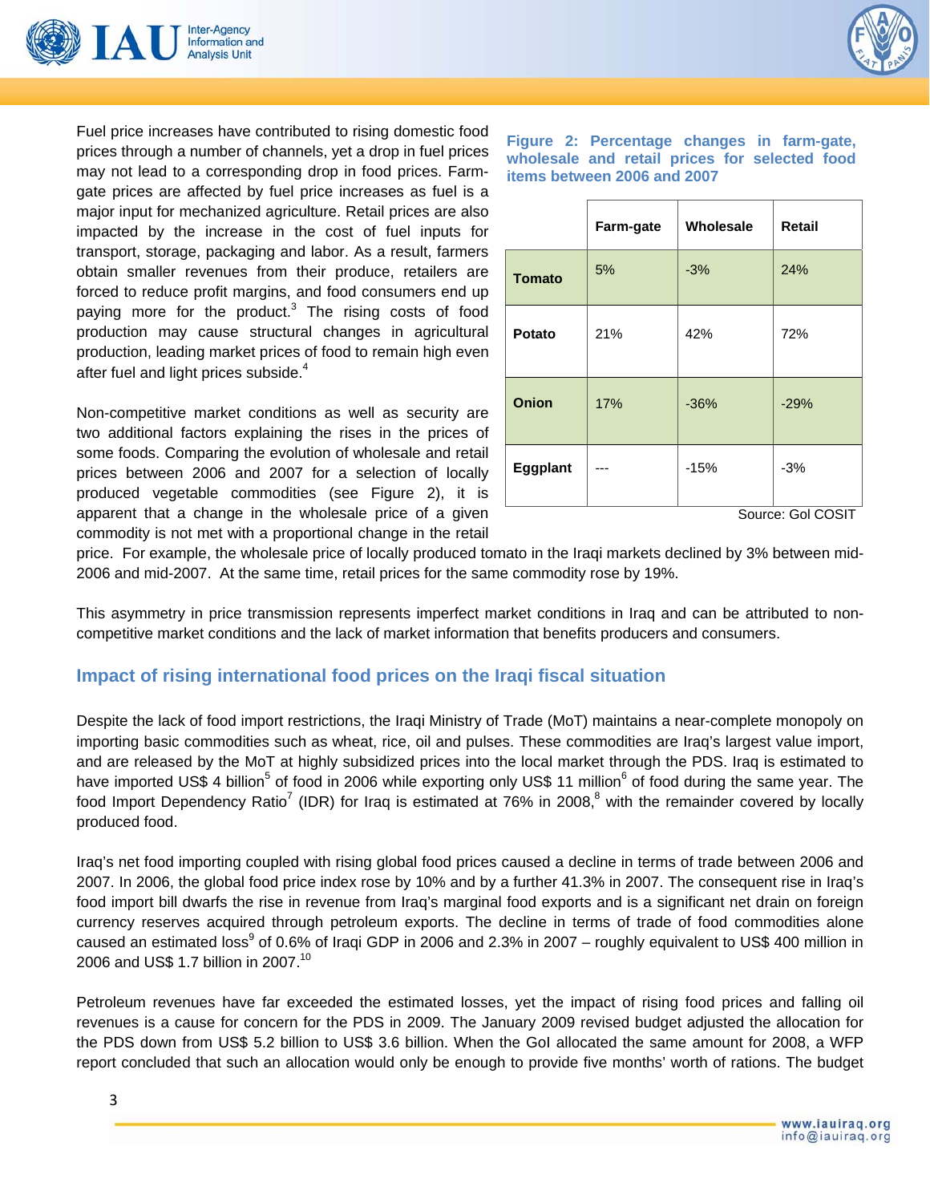Fuel price increases have contributed to rising domestic food prices through a number of channels, yet a drop in fuel prices may not lead to a corresponding drop in food prices. Farm-gate prices are affected by fuel price increases as fuel is a major input for mechanized agriculture. Retail prices are also impacted by the increase in the cost of fuel inputs for transport, storage, packaging and labor. As a result, farmers obtain smaller revenues from their produce, retailers are forced to reduce profit margins, and food consumers end up paying more for the product.[3] The rising costs of food production may cause structural changes in agricultural production, leading market prices of food to remain high even after fuel and light prices subside.[4]

Non-competitive market conditions as well as security are two additional factors explaining the rises in the prices of some foods. Comparing the evolution of wholesale and retail prices between 2006 and 2007 for a selection of locally produced vegetable commodities (see Figure 2), it is apparent that a change in the wholesale price of a given commodity is not met with a proportional change in the retail price. For example, the wholesale price of locally produced tomato in the Iraqi markets declined by 3% between mid-2006 and mid-2007. At the same time, retail prices for the same commodity rose by 19%.

**Figure 2: Percentage changes in farm-gate, wholesale and retail prices for selected food items between 2006 and 2007**

| | Farm-gate | Wholesale | Retail |
|---|---|---|---|
| **Tomato** | 5% | -3% | 24% |
| **Potato** | 21% | 42% | 72% |
| **Onion** | 17% | -36% | -29% |
| **Eggplant** | --- | -15% | -3% |

Source: GoI COSIT

This asymmetry in price transmission represents imperfect market conditions in Iraq and can be attributed to non-competitive market conditions and the lack of market information that benefits producers and consumers.

## Impact of rising international food prices on the Iraqi fiscal situation

Despite the lack of food import restrictions, the Iraqi Ministry of Trade (MoT) maintains a near-complete monopoly on importing basic commodities such as wheat, rice, oil and pulses. These commodities are Iraq's largest value import, and are released by the MoT at highly subsidized prices into the local market through the PDS. Iraq is estimated to have imported US$ 4 billion[5] of food in 2006 while exporting only US$ 11 million[6] of food during the same year. The food Import Dependency Ratio[7] (IDR) for Iraq is estimated at 76% in 2008,[8] with the remainder covered by locally produced food.

Iraq's net food importing coupled with rising global food prices caused a decline in terms of trade between 2006 and 2007. In 2006, the global food price index rose by 10% and by a further 41.3% in 2007. The consequent rise in Iraq's food import bill dwarfs the rise in revenue from Iraq's marginal food exports and is a significant net drain on foreign currency reserves acquired through petroleum exports. The decline in terms of trade of food commodities alone caused an estimated loss[9] of 0.6% of Iraqi GDP in 2006 and 2.3% in 2007 – roughly equivalent to US$ 400 million in 2006 and US$ 1.7 billion in 2007.[10]

Petroleum revenues have far exceeded the estimated losses, yet the impact of rising food prices and falling oil revenues is a cause for concern for the PDS in 2009. The January 2009 revised budget adjusted the allocation for the PDS down from US$ 5.2 billion to US$ 3.6 billion. When the GoI allocated the same amount for 2008, a WFP report concluded that such an allocation would only be enough to provide five months' worth of rations. The budget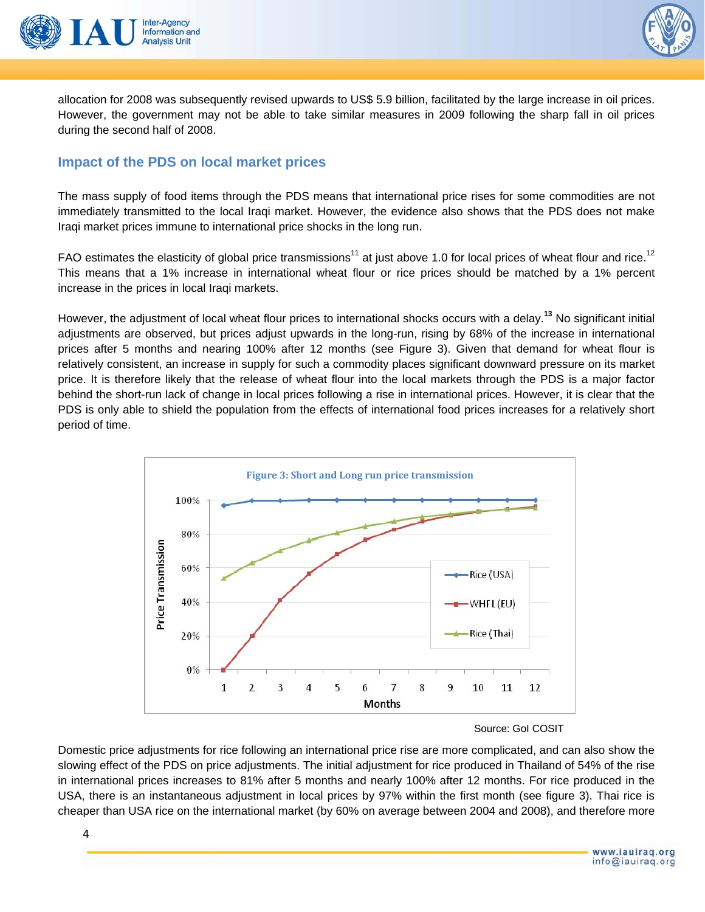allocation for 2008 was subsequently revised upwards to US$ 5.9 billion, facilitated by the large increase in oil prices. However, the government may not be able to take similar measures in 2009 following the sharp fall in oil prices during the second half of 2008.

## Impact of the PDS on local market prices

The mass supply of food items through the PDS means that international price rises for some commodities are not immediately transmitted to the local Iraqi market. However, the evidence also shows that the PDS does not make Iraqi market prices immune to international price shocks in the long run.

FAO estimates the elasticity of global price transmissions[11] at just above 1.0 for local prices of wheat flour and rice.[12] This means that a 1% increase in international wheat flour or rice prices should be matched by a 1% percent increase in the prices in local Iraqi markets.

However, the adjustment of local wheat flour prices to international shocks occurs with a delay.[13] No significant initial adjustments are observed, but prices adjust upwards in the long-run, rising by 68% of the increase in international prices after 5 months and nearing 100% after 12 months (see Figure 3). Given that demand for wheat flour is relatively consistent, an increase in supply for such a commodity places significant downward pressure on its market price. It is therefore likely that the release of wheat flour into the local markets through the PDS is a major factor behind the short-run lack of change in local prices following a rise in international prices. However, it is clear that the PDS is only able to shield the population from the effects of international food prices increases for a relatively short period of time.

Figure 3: Short and Long run price transmission

Price Transmission

100%
80%
60%
40%
20%
0%

1 2 3 4 5 6 7 8 9 10 11 12

Months

Rice (USA)
WHFL (EU)
Rice (Thai)

Source: GoI COSIT

Domestic price adjustments for rice following an international price rise are more complicated, and can also show the slowing effect of the PDS on price adjustments. The initial adjustment for rice produced in Thailand of 54% of the rise in international prices increases to 81% after 5 months and nearly 100% after 12 months. For rice produced in the USA, there is an instantaneous adjustment in local prices by 97% within the first month (see figure 3). Thai rice is cheaper than USA rice on the international market (by 60% on average between 2004 and 2008), and therefore more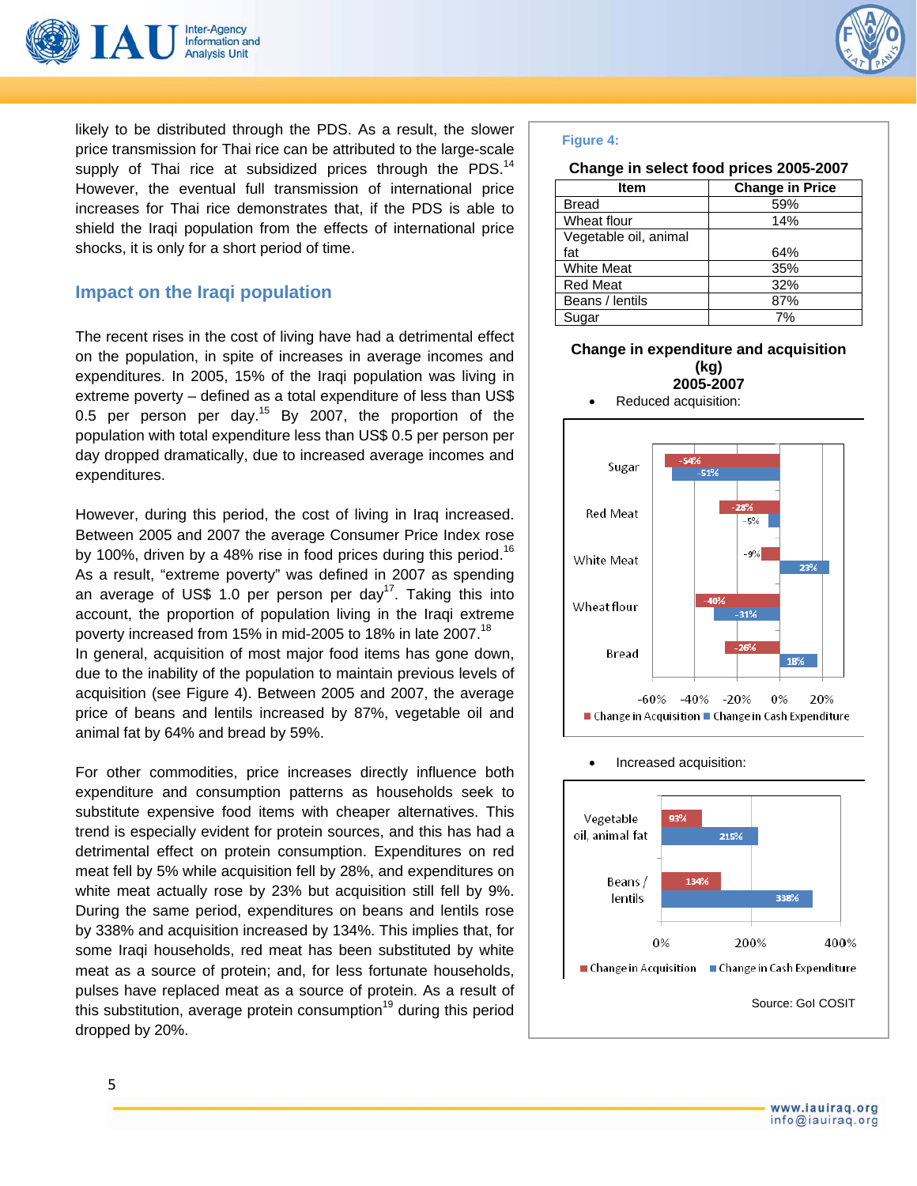likely to be distributed through the PDS. As a result, the slower price transmission for Thai rice can be attributed to the large-scale supply of Thai rice at subsidized prices through the PDS.[14] However, the eventual full transmission of international price increases for Thai rice demonstrates that, if the PDS is able to shield the Iraqi population from the effects of international price shocks, it is only for a short period of time.

## Impact on the Iraqi population

The recent rises in the cost of living have had a detrimental effect on the population, in spite of increases in average incomes and expenditures. In 2005, 15% of the Iraqi population was living in extreme poverty – defined as a total expenditure of less than US$ 0.5 per person per day.[15] By 2007, the proportion of the population with total expenditure less than US$ 0.5 per person per day dropped dramatically, due to increased average incomes and expenditures.

However, during this period, the cost of living in Iraq increased. Between 2005 and 2007 the average Consumer Price Index rose by 100%, driven by a 48% rise in food prices during this period.[16] As a result, "extreme poverty" was defined in 2007 as spending an average of US$ 1.0 per person per day[17]. Taking this into account, the proportion of population living in the Iraqi extreme poverty increased from 15% in mid-2005 to 18% in late 2007.[18] In general, acquisition of most major food items has gone down, due to the inability of the population to maintain previous levels of acquisition (see Figure 4). Between 2005 and 2007, the average price of beans and lentils increased by 87%, vegetable oil and animal fat by 64% and bread by 59%.

For other commodities, price increases directly influence both expenditure and consumption patterns as households seek to substitute expensive food items with cheaper alternatives. This trend is especially evident for protein sources, and this has had a detrimental effect on protein consumption. Expenditures on red meat fell by 5% while acquisition fell by 28%, and expenditures on white meat actually rose by 23% but acquisition still fell by 9%. During the same period, expenditures on beans and lentils rose by 338% and acquisition increased by 134%. This implies that, for some Iraqi households, red meat has been substituted by white meat as a source of protein; and, for less fortunate households, pulses have replaced meat as a source of protein. As a result of this substitution, average protein consumption[19] during this period dropped by 20%.

**Figure 4:**

**Change in select food prices 2005-2007**

| Item | Change in Price |
|---|---|
| Bread | 59% |
| Wheat flour | 14% |
| Vegetable oil, animal fat | 64% |
| White Meat | 35% |
| Red Meat | 32% |
| Beans / lentils | 87% |
| Sugar | 7% |

**Change in expenditure and acquisition (kg) 2005-2007**

- Reduced acquisition:

Sugar -54% -51%
Red Meat -28% -5%
White Meat -9% 23%
Wheat flour -40% -31%
Bread -26% 18%
-60% -40% -20% 0% 20%
Change in Acquisition  Change in Cash Expenditure

- Increased acquisition:

Vegetable oil, animal fat 93% 215%
Beans / lentils 134% 338%
0% 200% 400%
Change in Acquisition  Change in Cash Expenditure

Source: GoI COSIT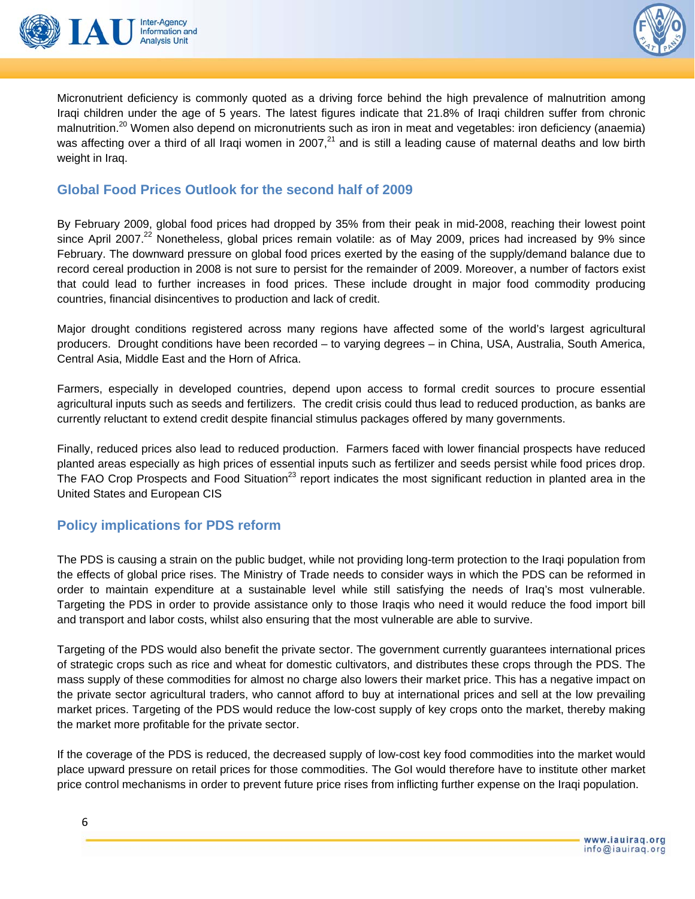Micronutrient deficiency is commonly quoted as a driving force behind the high prevalence of malnutrition among Iraqi children under the age of 5 years. The latest figures indicate that 21.8% of Iraqi children suffer from chronic malnutrition.[20] Women also depend on micronutrients such as iron in meat and vegetables: iron deficiency (anaemia) was affecting over a third of all Iraqi women in 2007,[21] and is still a leading cause of maternal deaths and low birth weight in Iraq.

## Global Food Prices Outlook for the second half of 2009

By February 2009, global food prices had dropped by 35% from their peak in mid-2008, reaching their lowest point since April 2007.[22] Nonetheless, global prices remain volatile: as of May 2009, prices had increased by 9% since February. The downward pressure on global food prices exerted by the easing of the supply/demand balance due to record cereal production in 2008 is not sure to persist for the remainder of 2009. Moreover, a number of factors exist that could lead to further increases in food prices. These include drought in major food commodity producing countries, financial disincentives to production and lack of credit.

Major drought conditions registered across many regions have affected some of the world's largest agricultural producers. Drought conditions have been recorded – to varying degrees – in China, USA, Australia, South America, Central Asia, Middle East and the Horn of Africa.

Farmers, especially in developed countries, depend upon access to formal credit sources to procure essential agricultural inputs such as seeds and fertilizers. The credit crisis could thus lead to reduced production, as banks are currently reluctant to extend credit despite financial stimulus packages offered by many governments.

Finally, reduced prices also lead to reduced production. Farmers faced with lower financial prospects have reduced planted areas especially as high prices of essential inputs such as fertilizer and seeds persist while food prices drop. The FAO Crop Prospects and Food Situation[23] report indicates the most significant reduction in planted area in the United States and European CIS

## Policy implications for PDS reform

The PDS is causing a strain on the public budget, while not providing long-term protection to the Iraqi population from the effects of global price rises. The Ministry of Trade needs to consider ways in which the PDS can be reformed in order to maintain expenditure at a sustainable level while still satisfying the needs of Iraq's most vulnerable. Targeting the PDS in order to provide assistance only to those Iraqis who need it would reduce the food import bill and transport and labor costs, whilst also ensuring that the most vulnerable are able to survive.

Targeting of the PDS would also benefit the private sector. The government currently guarantees international prices of strategic crops such as rice and wheat for domestic cultivators, and distributes these crops through the PDS. The mass supply of these commodities for almost no charge also lowers their market price. This has a negative impact on the private sector agricultural traders, who cannot afford to buy at international prices and sell at the low prevailing market prices. Targeting of the PDS would reduce the low-cost supply of key crops onto the market, thereby making the market more profitable for the private sector.

If the coverage of the PDS is reduced, the decreased supply of low-cost key food commodities into the market would place upward pressure on retail prices for those commodities. The GoI would therefore have to institute other market price control mechanisms in order to prevent future price rises from inflicting further expense on the Iraqi population.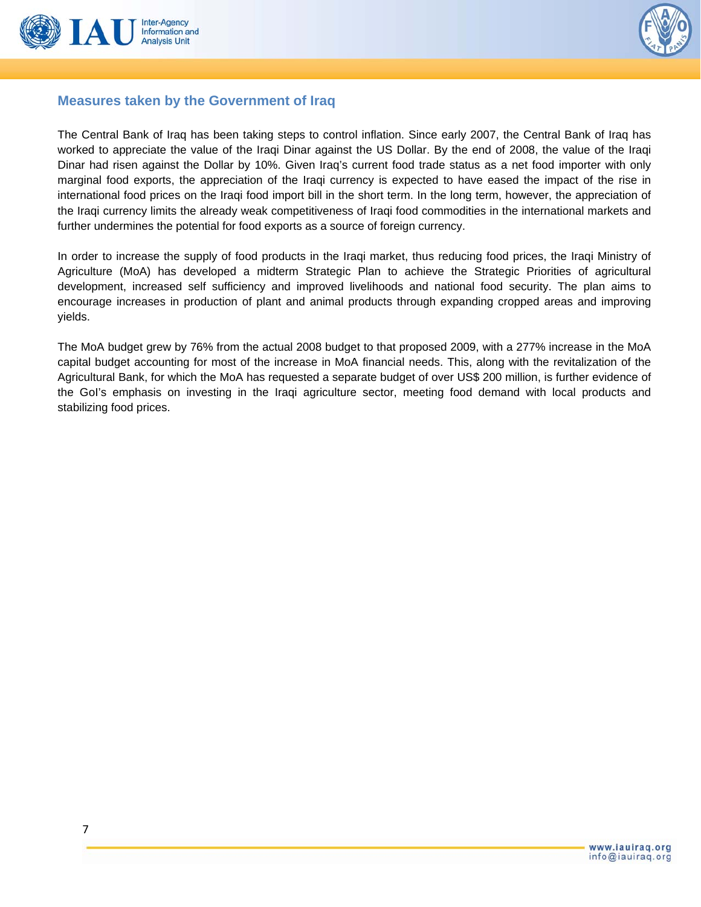## Measures taken by the Government of Iraq

The Central Bank of Iraq has been taking steps to control inflation. Since early 2007, the Central Bank of Iraq has worked to appreciate the value of the Iraqi Dinar against the US Dollar. By the end of 2008, the value of the Iraqi Dinar had risen against the Dollar by 10%. Given Iraq's current food trade status as a net food importer with only marginal food exports, the appreciation of the Iraqi currency is expected to have eased the impact of the rise in international food prices on the Iraqi food import bill in the short term. In the long term, however, the appreciation of the Iraqi currency limits the already weak competitiveness of Iraqi food commodities in the international markets and further undermines the potential for food exports as a source of foreign currency.

In order to increase the supply of food products in the Iraqi market, thus reducing food prices, the Iraqi Ministry of Agriculture (MoA) has developed a midterm Strategic Plan to achieve the Strategic Priorities of agricultural development, increased self sufficiency and improved livelihoods and national food security. The plan aims to encourage increases in production of plant and animal products through expanding cropped areas and improving yields.

The MoA budget grew by 76% from the actual 2008 budget to that proposed 2009, with a 277% increase in the MoA capital budget accounting for most of the increase in MoA financial needs. This, along with the revitalization of the Agricultural Bank, for which the MoA has requested a separate budget of over US$ 200 million, is further evidence of the GoI's emphasis on investing in the Iraqi agriculture sector, meeting food demand with local products and stabilizing food prices.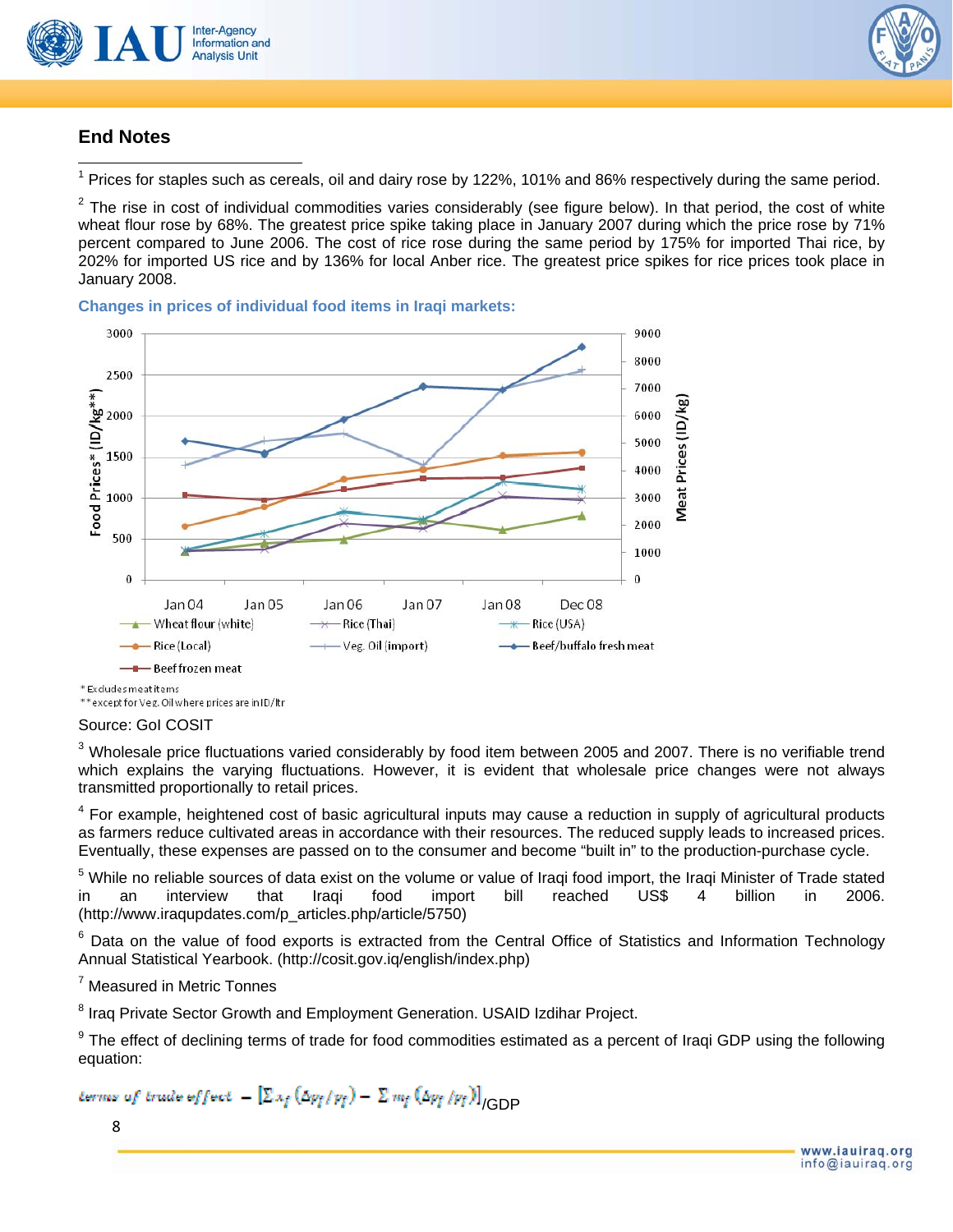## End Notes

[1] Prices for staples such as cereals, oil and dairy rose by 122%, 101% and 86% respectively during the same period.

[2] The rise in cost of individual commodities varies considerably (see figure below). In that period, the cost of white wheat flour rose by 68%. The greatest price spike taking place in January 2007 during which the price rose by 71% percent compared to June 2006. The cost of rice rose during the same period by 175% for imported Thai rice, by 202% for imported US rice and by 136% for local Anber rice. The greatest price spikes for rice prices took place in January 2008.

**Changes in prices of individual food items in Iraqi markets:**

* Excludes meat items
** except for Veg. Oil where prices are in ID/ltr

Source: GoI COSIT

[3] Wholesale price fluctuations varied considerably by food item between 2005 and 2007. There is no verifiable trend which explains the varying fluctuations. However, it is evident that wholesale price changes were not always transmitted proportionally to retail prices.

[4] For example, heightened cost of basic agricultural inputs may cause a reduction in supply of agricultural products as farmers reduce cultivated areas in accordance with their resources. The reduced supply leads to increased prices. Eventually, these expenses are passed on to the consumer and become "built in" to the production-purchase cycle.

[5] While no reliable sources of data exist on the volume or value of Iraqi food import, the Iraqi Minister of Trade stated in an interview that Iraqi food import bill reached US$ 4 billion in 2006. (http://www.iraqupdates.com/p_articles.php/article/5750)

[6] Data on the value of food exports is extracted from the Central Office of Statistics and Information Technology Annual Statistical Yearbook. (http://cosit.gov.iq/english/index.php)

[7] Measured in Metric Tonnes

[8] Iraq Private Sector Growth and Employment Generation. USAID Izdihar Project.

[9] The effect of declining terms of trade for food commodities estimated as a percent of Iraqi GDP using the following equation:

$$terms\ of\ trade\ effect = \left[\sum x_f \left(\Delta p_f / p_f\right) - \sum m_f \left(\Delta p_f / p_f\right)\right] / GDP$$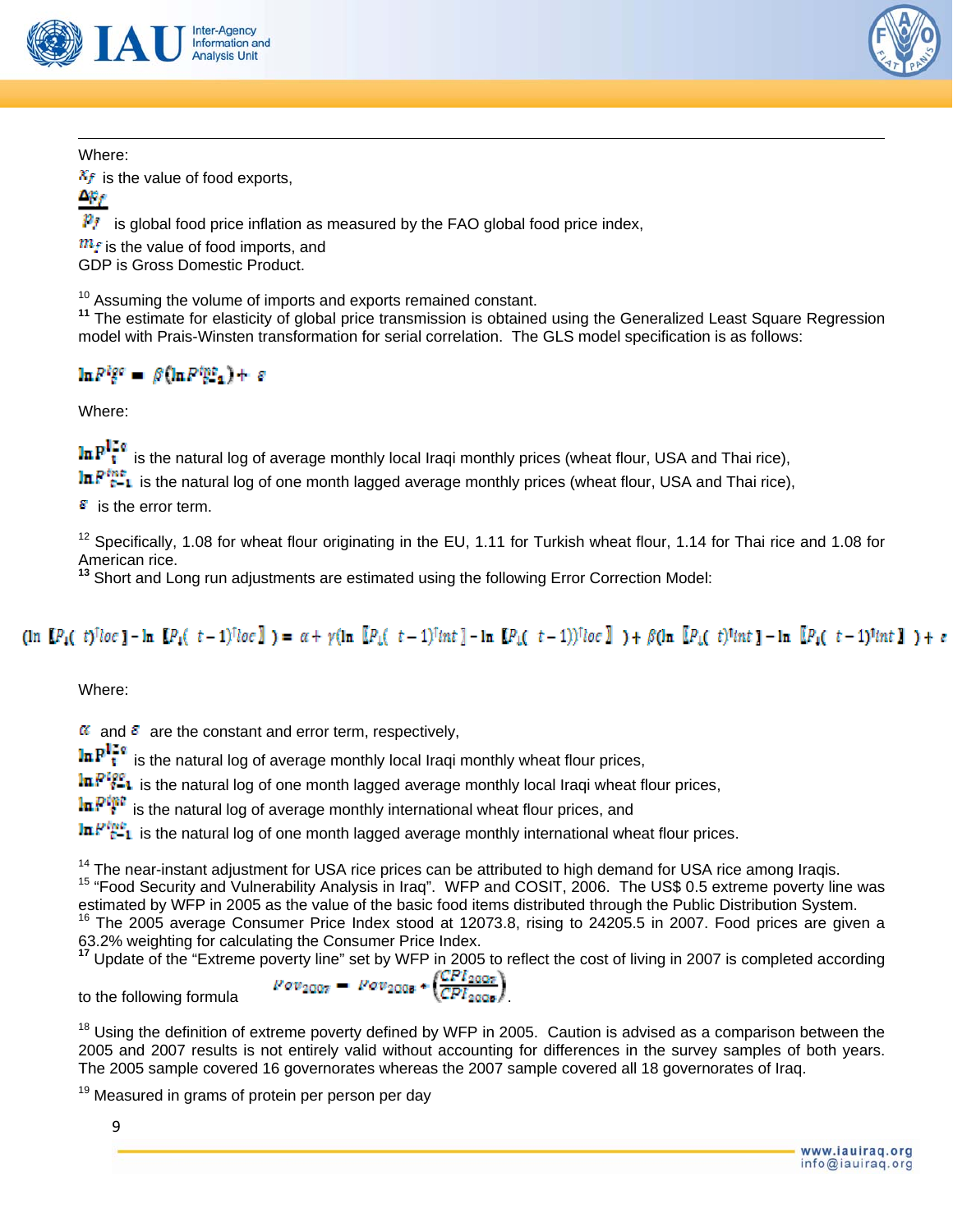Where:

$x_f$ is the value of food exports,

$\Delta p_f$

$p_f$ is global food price inflation as measured by the FAO global food price index,

$m_f$ is the value of food imports, and

GDP is Gross Domestic Product.

[10] Assuming the volume of imports and exports remained constant.

[11] The estimate for elasticity of global price transmission is obtained using the Generalized Least Square Regression model with Prais-Winsten transformation for serial correlation. The GLS model specification is as follows:

$$\ln P_t^{loc} = \beta(\ln P_{t-1}^{int}) + \varepsilon$$

Where:

$\ln P_t^{loc}$ is the natural log of average monthly local Iraqi monthly prices (wheat flour, USA and Thai rice),

$\ln P_{t-1}^{int}$ is the natural log of one month lagged average monthly prices (wheat flour, USA and Thai rice),

$\varepsilon$ is the error term.

[12] Specifically, 1.08 for wheat flour originating in the EU, 1.11 for Turkish wheat flour, 1.14 for Thai rice and 1.08 for American rice.

[13] Short and Long run adjustments are estimated using the following Error Correction Model:

$$(\ln [P_i(t)]^{loc} - \ln [P_i(t-1)]^{loc}) = \alpha + \gamma(\ln [P_i(t-1)]^{int} - \ln [P_i(t-1)]^{loc}) + \beta(\ln [P_i(t)]^{int} - \ln [P_i(t-1)]^{int}) + \varepsilon$$

Where:

$\alpha$ and $\varepsilon$ are the constant and error term, respectively,

$\ln P_t^{loc}$ is the natural log of average monthly local Iraqi monthly wheat flour prices,

$\ln P_{t-1}^{loc}$ is the natural log of one month lagged average monthly local Iraqi wheat flour prices,

$\ln P_t^{int}$ is the natural log of average monthly international wheat flour prices, and

$\ln P_{t-1}^{int}$ is the natural log of one month lagged average monthly international wheat flour prices.

[14] The near-instant adjustment for USA rice prices can be attributed to high demand for USA rice among Iraqis.

[15] "Food Security and Vulnerability Analysis in Iraq". WFP and COSIT, 2006. The US$ 0.5 extreme poverty line was estimated by WFP in 2005 as the value of the basic food items distributed through the Public Distribution System.

[16] The 2005 average Consumer Price Index stood at 12073.8, rising to 24205.5 in 2007. Food prices are given a 63.2% weighting for calculating the Consumer Price Index.

[17] Update of the "Extreme poverty line" set by WFP in 2005 to reflect the cost of living in 2007 is completed according to the following formula $Pov_{2007} = Pov_{2005} * \left(\frac{CPI_{2007}}{CPI_{2005}}\right)$.

[18] Using the definition of extreme poverty defined by WFP in 2005. Caution is advised as a comparison between the 2005 and 2007 results is not entirely valid without accounting for differences in the survey samples of both years. The 2005 sample covered 16 governorates whereas the 2007 sample covered all 18 governorates of Iraq.

[19] Measured in grams of protein per person per day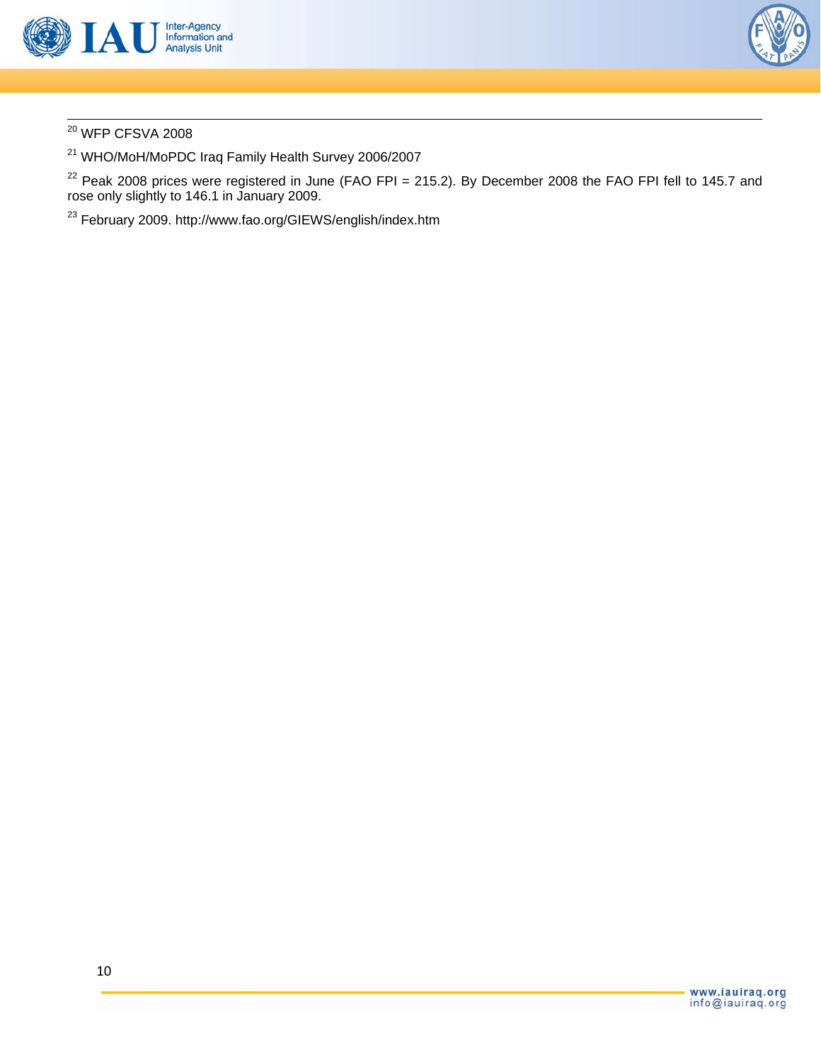[20] WFP CFSVA 2008

[21] WHO/MoH/MoPDC Iraq Family Health Survey 2006/2007

[22] Peak 2008 prices were registered in June (FAO FPI = 215.2). By December 2008 the FAO FPI fell to 145.7 and rose only slightly to 146.1 in January 2009.

[23] February 2009. http://www.fao.org/GIEWS/english/index.htm